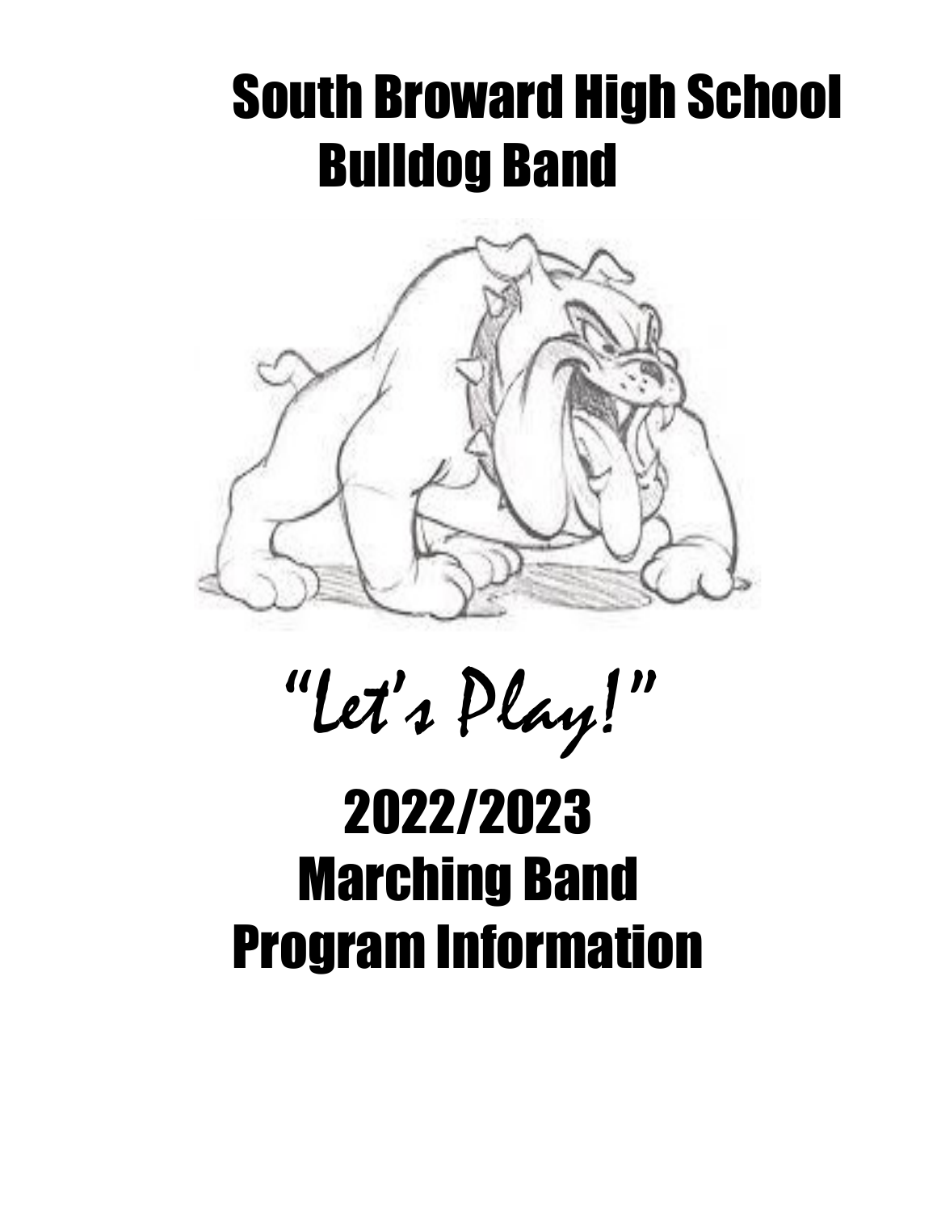# South Broward High School Bulldog Band

*"Let's Play!"*

# 2022/2023 Marching Band Program Information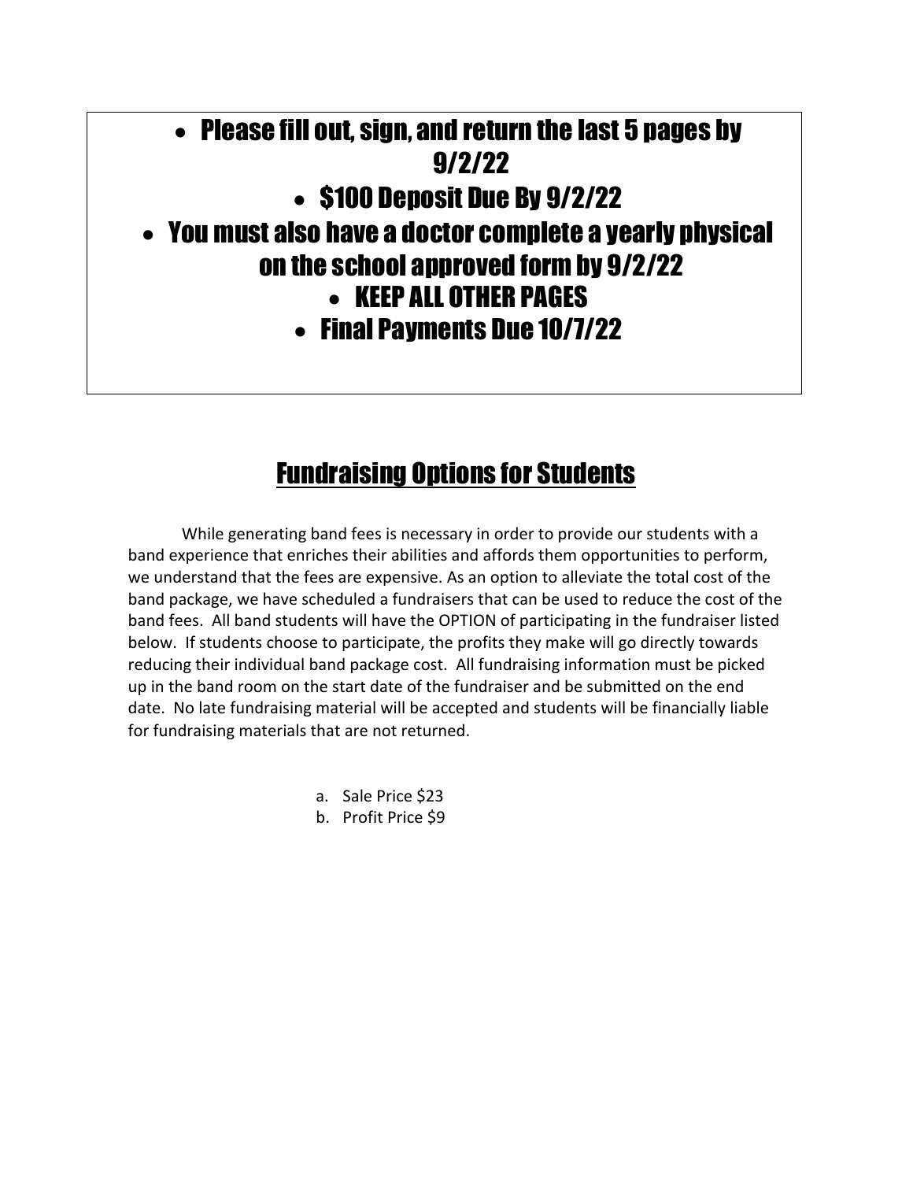- Please fill out, sign, and return the last 5 pages by 9/2/22
- $100 Deposit Due By 9/2/22
- You must also have a doctor complete a yearly physical on the school approved form by 9/2/22
- KEEP ALL OTHER PAGES
- Final Payments Due 10/7/22

## Fundraising Options for Students

While generating band fees is necessary in order to provide our students with a band experience that enriches their abilities and affords them opportunities to perform, we understand that the fees are expensive. As an option to alleviate the total cost of the band package, we have scheduled a fundraisers that can be used to reduce the cost of the band fees. All band students will have the OPTION of participating in the fundraiser listed below. If students choose to participate, the profits they make will go directly towards reducing their individual band package cost. All fundraising information must be picked up in the band room on the start date of the fundraiser and be submitted on the end date. No late fundraising material will be accepted and students will be financially liable for fundraising materials that are not returned.

a. Sale Price $23
b. Profit Price $9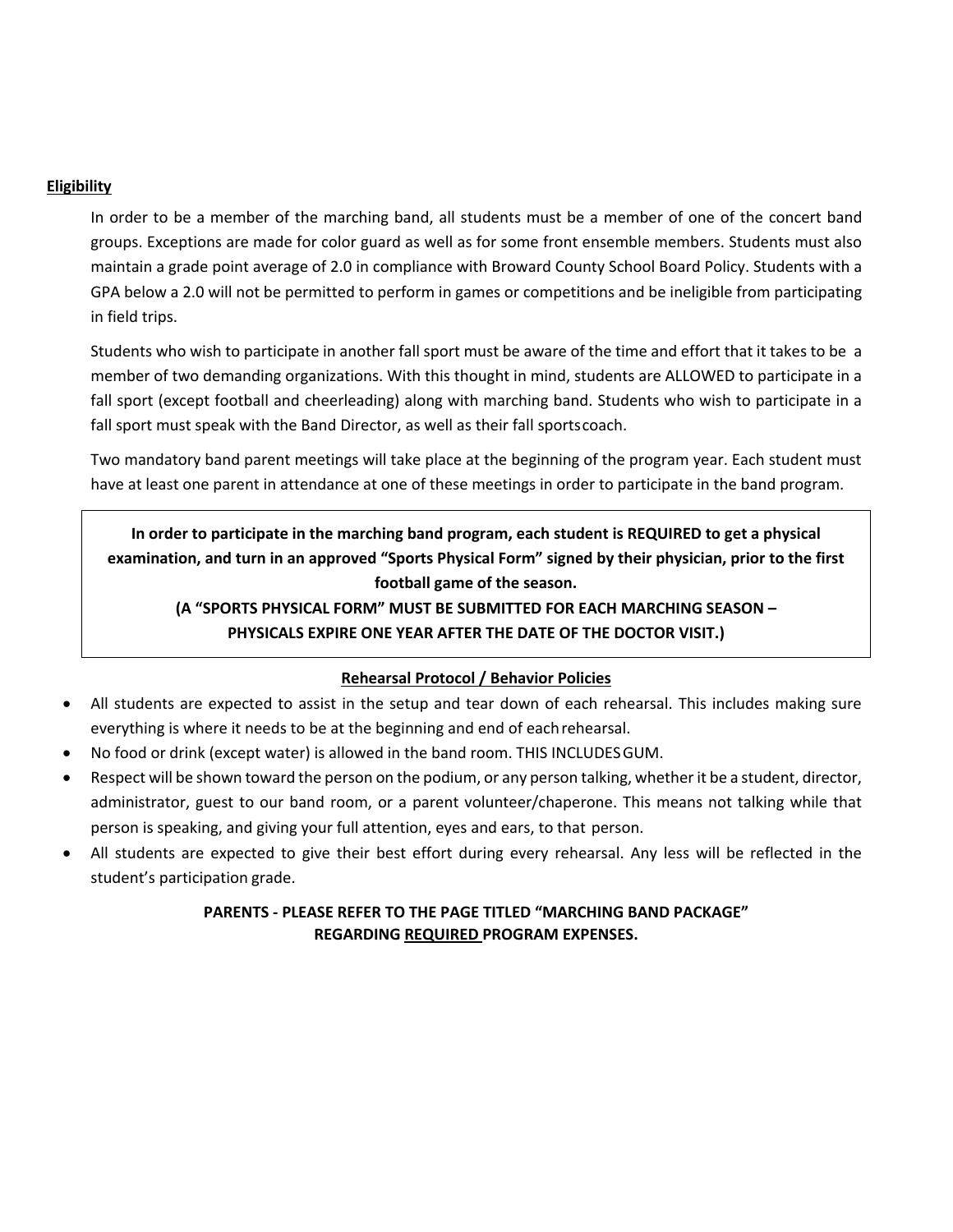## Eligibility

In order to be a member of the marching band, all students must be a member of one of the concert band groups. Exceptions are made for color guard as well as for some front ensemble members. Students must also maintain a grade point average of 2.0 in compliance with Broward County School Board Policy. Students with a GPA below a 2.0 will not be permitted to perform in games or competitions and be ineligible from participating in field trips.

Students who wish to participate in another fall sport must be aware of the time and effort that it takes to be a member of two demanding organizations. With this thought in mind, students are ALLOWED to participate in a fall sport (except football and cheerleading) along with marching band. Students who wish to participate in a fall sport must speak with the Band Director, as well as their fall sports coach.

Two mandatory band parent meetings will take place at the beginning of the program year. Each student must have at least one parent in attendance at one of these meetings in order to participate in the band program.

**In order to participate in the marching band program, each student is REQUIRED to get a physical examination, and turn in an approved "Sports Physical Form" signed by their physician, prior to the first football game of the season.**

**(A "SPORTS PHYSICAL FORM" MUST BE SUBMITTED FOR EACH MARCHING SEASON – PHYSICALS EXPIRE ONE YEAR AFTER THE DATE OF THE DOCTOR VISIT.)**

## Rehearsal Protocol / Behavior Policies

- All students are expected to assist in the setup and tear down of each rehearsal. This includes making sure everything is where it needs to be at the beginning and end of each rehearsal.
- No food or drink (except water) is allowed in the band room. THIS INCLUDES GUM.
- Respect will be shown toward the person on the podium, or any person talking, whether it be a student, director, administrator, guest to our band room, or a parent volunteer/chaperone. This means not talking while that person is speaking, and giving your full attention, eyes and ears, to that person.
- All students are expected to give their best effort during every rehearsal. Any less will be reflected in the student's participation grade.

**PARENTS - PLEASE REFER TO THE PAGE TITLED "MARCHING BAND PACKAGE" REGARDING REQUIRED PROGRAM EXPENSES.**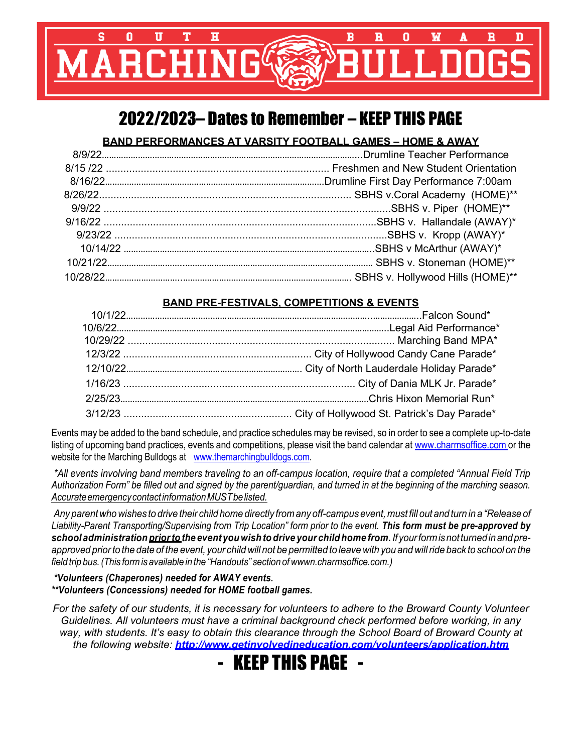# SOUTH BROWARD MARCHING BULLDOGS

## 2022/2023– Dates to Remember – KEEP THIS PAGE

### BAND PERFORMANCES AT VARSITY FOOTBALL GAMES – HOME & AWAY

8/9/22........................................Drumline Teacher Performance
8/15 /22 ........................................ Freshmen and New Student Orientation
8/16/22........................................Drumline First Day Performance 7:00am
8/26/22........................................ SBHS v.Coral Academy (HOME)**
9/9/22 ........................................SBHS v. Piper (HOME)**
9/16/22 ........................................SBHS v. Hallandale (AWAY)*
9/23/22 ........................................SBHS v. Kropp (AWAY)*
10/14/22 ........................................SBHS v McArthur (AWAY)*
10/21/22........................................ SBHS v. Stoneman (HOME)**
10/28/22........................................ SBHS v. Hollywood Hills (HOME)**

### BAND PRE-FESTIVALS, COMPETITIONS & EVENTS

10/1/22........................................Falcon Sound*
10/6/22........................................Legal Aid Performance*
10/29/22 ........................................ Marching Band MPA*
12/3/22 ........................................ City of Hollywood Candy Cane Parade*
12/10/22........................................ City of North Lauderdale Holiday Parade*
1/16/23 ........................................ City of Dania MLK Jr. Parade*
2/25/23........................................Chris Hixon Memorial Run*
3/12/23 ........................................ City of Hollywood St. Patrick's Day Parade*

Events may be added to the band schedule, and practice schedules may be revised, so in order to see a complete up-to-date listing of upcoming band practices, events and competitions, please visit the band calendar at www.charmsoffice.com or the website for the Marching Bulldogs at www.themarchingbulldogs.com.

*\*All events involving band members traveling to an off-campus location, require that a completed "Annual Field Trip Authorization Form" be filled out and signed by the parent/guardian, and turned in at the beginning of the marching season. Accurate emergency contact information MUST be listed.*

*Any parent who wishes to drive their child home directly from any off-campus event, must fill out and turn in a "Release of Liability-Parent Transporting/Supervising from Trip Location" form prior to the event.* ***This form must be pre-approved by school administration prior to the event you wish to drive your child home from.*** *If your form is not turned in and pre-approved prior to the date of the event, your child will not be permitted to leave with you and will ride back to school on the field trip bus. (This form is available in the "Handouts" section of wwwn.charmsoffice.com.)*

***\*Volunteers (Chaperones) needed for AWAY events.***
***\*\*Volunteers (Concessions) needed for HOME football games.***

*For the safety of our students, it is necessary for volunteers to adhere to the Broward County Volunteer Guidelines. All volunteers must have a criminal background check performed before working, in any way, with students. It's easy to obtain this clearance through the School Board of Broward County at the following website:* ***http://www.getinvolvedineducation.com/volunteers/application.htm***

## - KEEP THIS PAGE -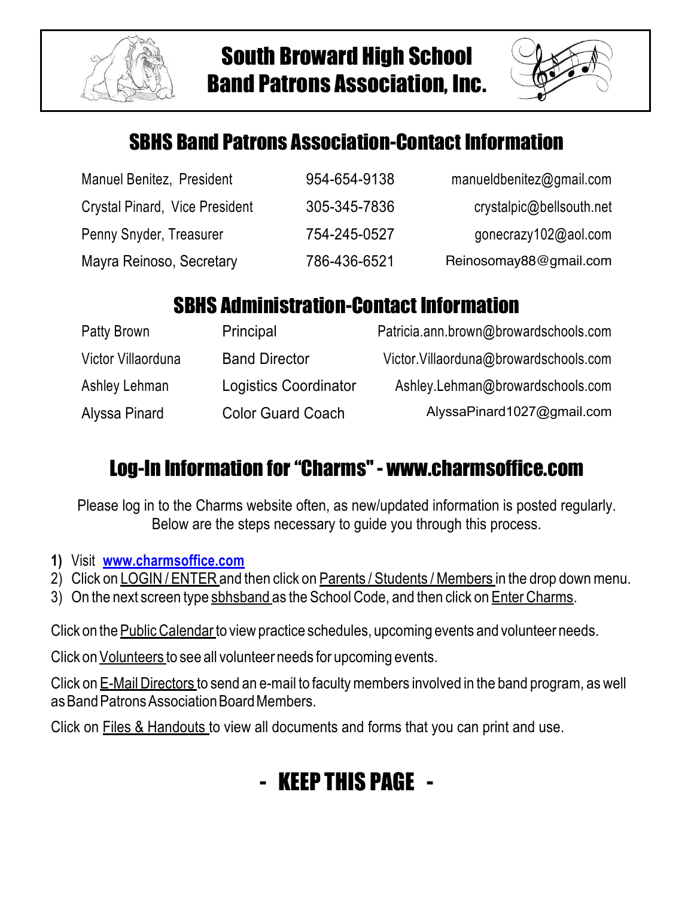# South Broward High School Band Patrons Association, Inc.

## SBHS Band Patrons Association-Contact Information

| | | |
|---|---|---|
| Manuel Benitez, President | 954-654-9138 | manueldbenitez@gmail.com |
| Crystal Pinard, Vice President | 305-345-7836 | crystalpic@bellsouth.net |
| Penny Snyder, Treasurer | 754-245-0527 | gonecrazy102@aol.com |
| Mayra Reinoso, Secretary | 786-436-6521 | Reinosomay88@gmail.com |

## SBHS Administration-Contact Information

| | | |
|---|---|---|
| Patty Brown | Principal | Patricia.ann.brown@browardschools.com |
| Victor Villaorduna | Band Director | Victor.Villaorduna@browardschools.com |
| Ashley Lehman | Logistics Coordinator | Ashley.Lehman@browardschools.com |
| Alyssa Pinard | Color Guard Coach | AlyssaPinard1027@gmail.com |

## Log-In Information for "Charms" - www.charmsoffice.com

Please log in to the Charms website often, as new/updated information is posted regularly. Below are the steps necessary to guide you through this process.

1) Visit **www.charmsoffice.com**
2) Click on LOGIN / ENTER and then click on Parents / Students / Members in the drop down menu.
3) On the next screen type sbhsband as the School Code, and then click on Enter Charms.

Click on the Public Calendar to view practice schedules, upcoming events and volunteer needs.

Click on Volunteers to see all volunteer needs for upcoming events.

Click on E-Mail Directors to send an e-mail to faculty members involved in the band program, as well as Band Patrons Association Board Members.

Click on Files & Handouts to view all documents and forms that you can print and use.

## - KEEP THIS PAGE -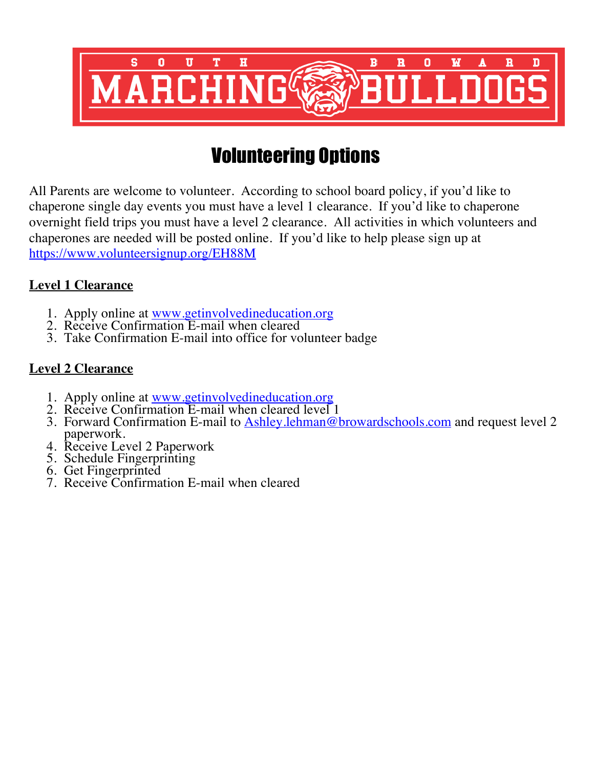SOUTH BROWARD MARCHING BULLDOGS

# Volunteering Options

All Parents are welcome to volunteer. According to school board policy, if you'd like to chaperone single day events you must have a level 1 clearance. If you'd like to chaperone overnight field trips you must have a level 2 clearance. All activities in which volunteers and chaperones are needed will be posted online. If you'd like to help please sign up at https://www.volunteersignup.org/EH88M

## Level 1 Clearance

1. Apply online at www.getinvolvedineducation.org
2. Receive Confirmation E-mail when cleared
3. Take Confirmation E-mail into office for volunteer badge

## Level 2 Clearance

1. Apply online at www.getinvolvedineducation.org
2. Receive Confirmation E-mail when cleared level 1
3. Forward Confirmation E-mail to Ashley.lehman@browardschools.com and request level 2 paperwork.
4. Receive Level 2 Paperwork
5. Schedule Fingerprinting
6. Get Fingerprinted
7. Receive Confirmation E-mail when cleared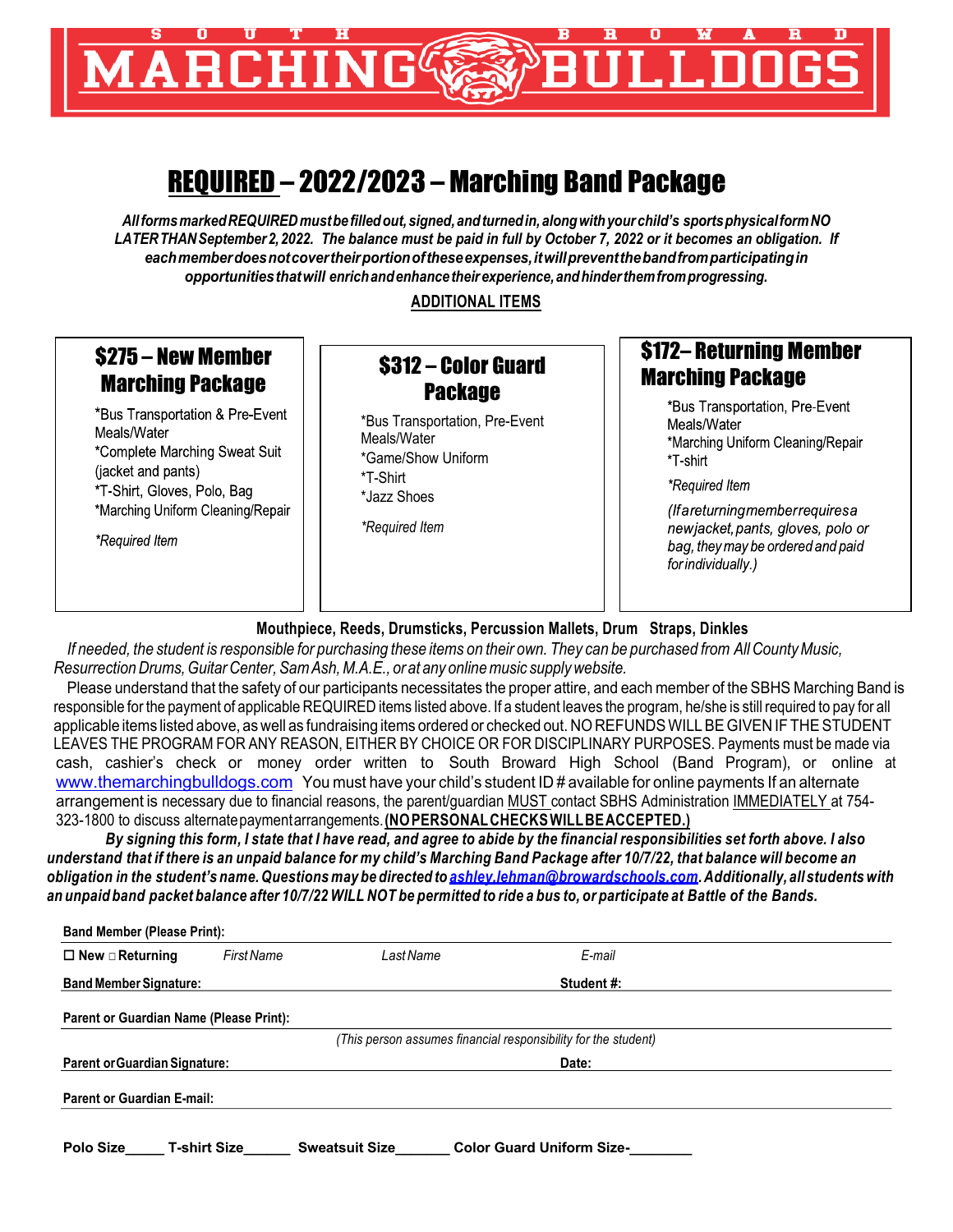SOUTH BROWARD MARCHING BULLDOGS

# REQUIRED – 2022/2023 – Marching Band Package

***All forms marked REQUIRED must be filled out, signed, and turned in, along with your child's sports physical form NO LATER THAN September 2, 2022. The balance must be paid in full by October 7, 2022 or it becomes an obligation. If each member does not cover their portion of these expenses, it will prevent the band from participating in opportunities that will enrich and enhance their experience, and hinder them from progressing.***

**ADDITIONAL ITEMS**

## $275 – New Member Marching Package

*Bus Transportation & Pre-Event Meals/Water
*Complete Marching Sweat Suit (jacket and pants)
*T-Shirt, Gloves, Polo, Bag
*Marching Uniform Cleaning/Repair

*\*Required Item*

## $312 – Color Guard Package

*Bus Transportation, Pre-Event Meals/Water
*Game/Show Uniform
*T-Shirt
*Jazz Shoes

*\*Required Item*

## $172– Returning Member Marching Package

*Bus Transportation, Pre-Event Meals/Water
*Marching Uniform Cleaning/Repair
*T-shirt

*\*Required Item*

*(If a returning member requires a new jacket, pants, gloves, polo or bag, they may be ordered and paid for individually.)*

**Mouthpiece, Reeds, Drumsticks, Percussion Mallets, Drum Straps, Dinkles**

*If needed, the student is responsible for purchasing these items on their own. They can be purchased from All County Music, Resurrection Drums, Guitar Center, Sam Ash, M.A.E., or at any online music supply website.*

Please understand that the safety of our participants necessitates the proper attire, and each member of the SBHS Marching Band is responsible for the payment of applicable REQUIRED items listed above. If a student leaves the program, he/she is still required to pay for all applicable items listed above, as well as fundraising items ordered or checked out. NO REFUNDS WILL BE GIVEN IF THE STUDENT LEAVES THE PROGRAM FOR ANY REASON, EITHER BY CHOICE OR FOR DISCIPLINARY PURPOSES. Payments must be made via cash, cashier's check or money order written to South Broward High School (Band Program), or online at www.themarchingbulldogs.com You must have your child's student ID # available for online payments If an alternate arrangement is necessary due to financial reasons, the parent/guardian MUST contact SBHS Administration IMMEDIATELY at 754-323-1800 to discuss alternate payment arrangements. **(NO PERSONAL CHECKS WILL BE ACCEPTED.)**

***By signing this form, I state that I have read, and agree to abide by the financial responsibilities set forth above. I also understand that if there is an unpaid balance for my child's Marching Band Package after 10/7/22, that balance will become an obligation in the student's name. Questions may be directed to ashley.lehman@browardschools.com. Additionally, all students with an unpaid band packet balance after 10/7/22 WILL NOT be permitted to ride a bus to, or participate at Battle of the Bands.***

**Band Member (Please Print):** ______________________________

☐ **New** ☐ **Returning** &nbsp;&nbsp; *First Name* ____________ *Last Name* ____________ *E-mail* ____________

**Band Member Signature:** ______________________ **Student #:** ______________________

**Parent or Guardian Name (Please Print):** ______________________________

*(This person assumes financial responsibility for the student)*

**Parent or Guardian Signature:** ______________________ **Date:** ______________________

**Parent or Guardian E-mail:** ______________________________

**Polo Size**_____ **T-shirt Size**______ **Sweatsuit Size**_______ **Color Guard Uniform Size-**________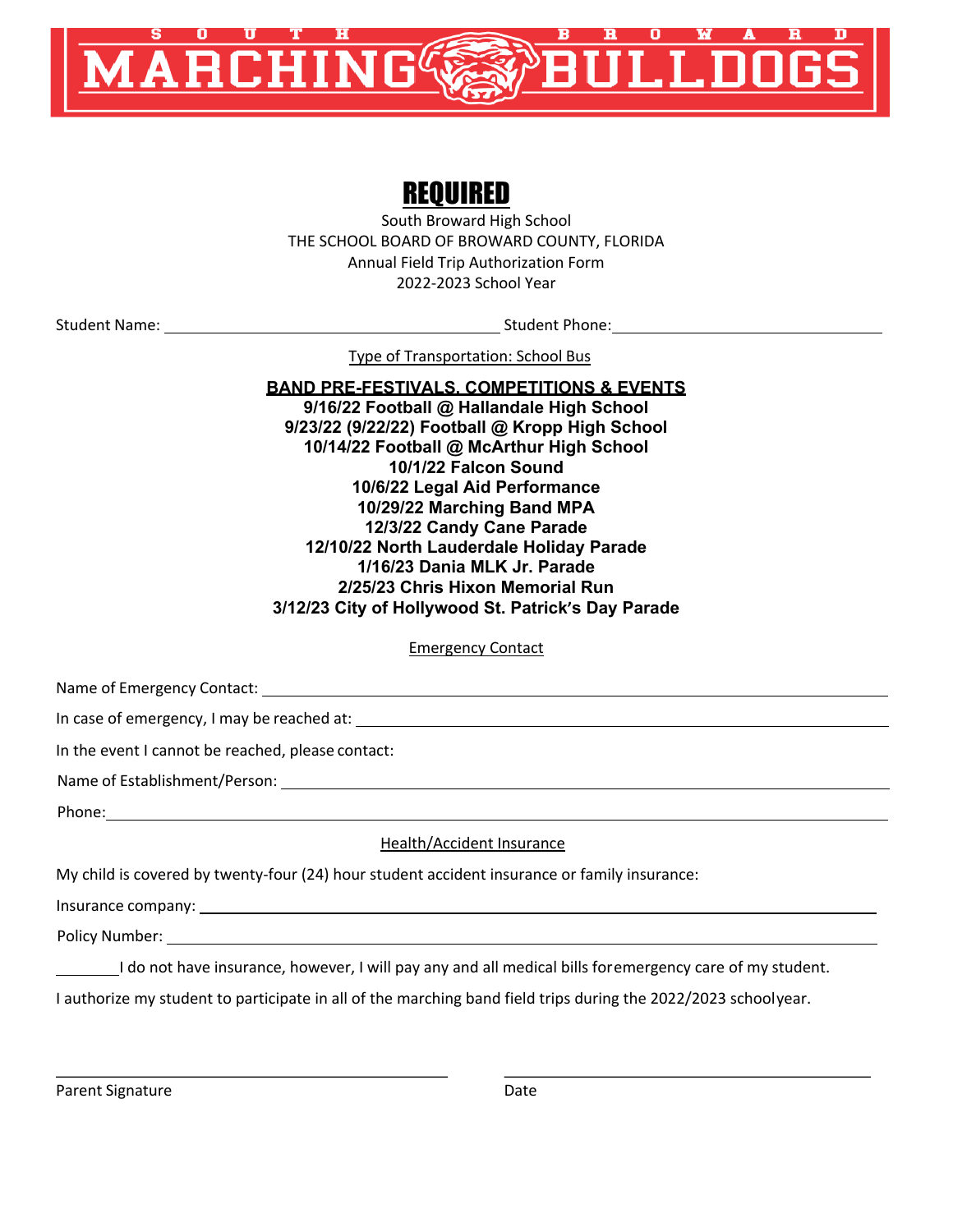SOUTH BROWARD MARCHING BULLDOGS

# REQUIRED

South Broward High School
THE SCHOOL BOARD OF BROWARD COUNTY, FLORIDA
Annual Field Trip Authorization Form
2022-2023 School Year

Student Name: ______________________________ Student Phone: ______________________________

Type of Transportation: School Bus

**BAND PRE-FESTIVALS, COMPETITIONS & EVENTS**
**9/16/22 Football @ Hallandale High School**
**9/23/22 (9/22/22) Football @ Kropp High School**
**10/14/22 Football @ McArthur High School**
**10/1/22 Falcon Sound**
**10/6/22 Legal Aid Performance**
**10/29/22 Marching Band MPA**
**12/3/22 Candy Cane Parade**
**12/10/22 North Lauderdale Holiday Parade**
**1/16/23 Dania MLK Jr. Parade**
**2/25/23 Chris Hixon Memorial Run**
**3/12/23 City of Hollywood St. Patrick's Day Parade**

Emergency Contact

Name of Emergency Contact: ______________________________

In case of emergency, I may be reached at: ______________________________

In the event I cannot be reached, please contact:

Name of Establishment/Person: ______________________________

Phone: ______________________________

Health/Accident Insurance

My child is covered by twenty-four (24) hour student accident insurance or family insurance:

Insurance company: ______________________________

Policy Number: ______________________________

________ I do not have insurance, however, I will pay any and all medical bills for emergency care of my student.

I authorize my student to participate in all of the marching band field trips during the 2022/2023 school year.

______________________________ ______________________________

Parent Signature Date